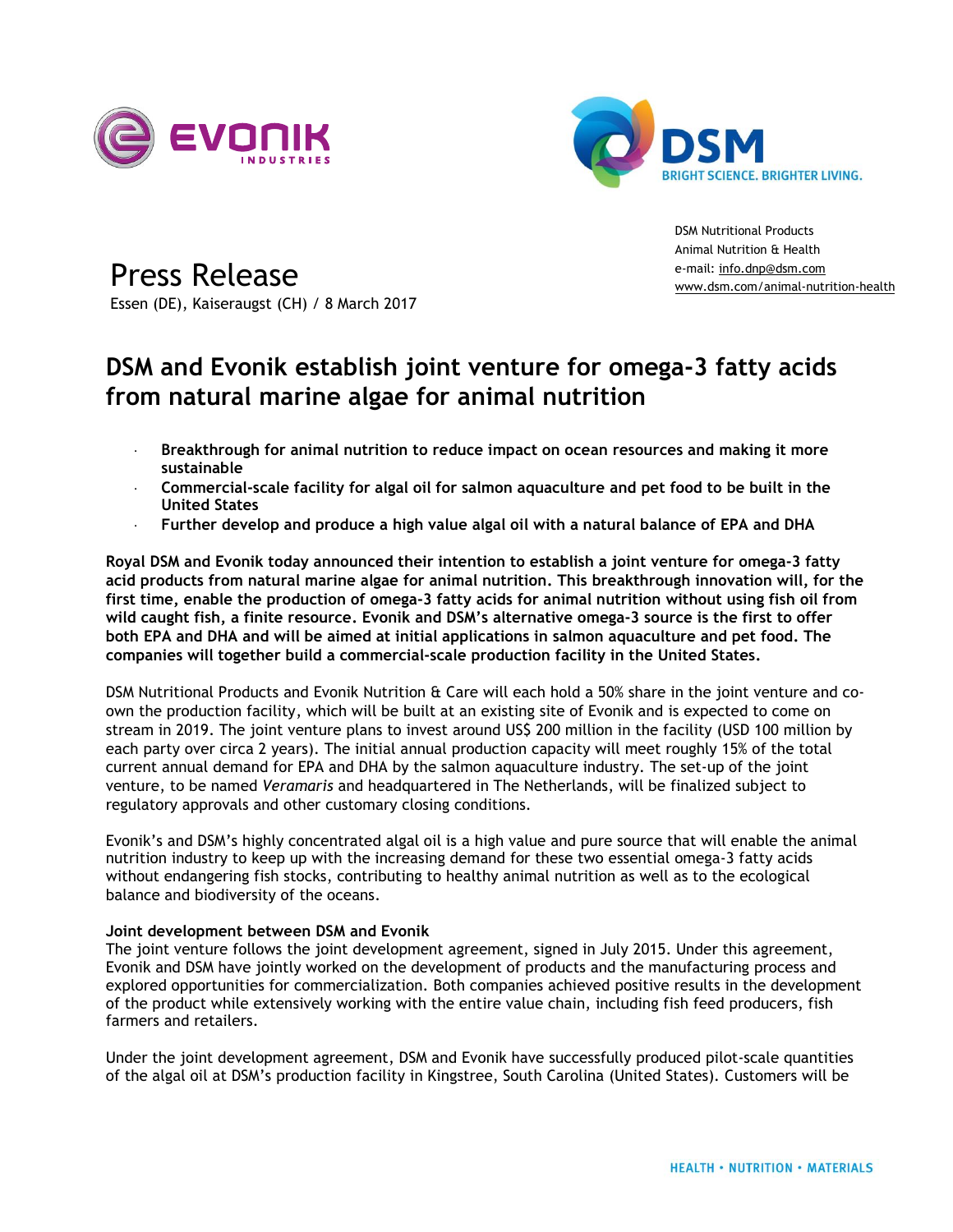DSM Nutritional Products
Animal Nutrition & Health
e-mail: info.dnp@dsm.com
www.dsm.com/animal-nutrition-health

# Press Release

Essen (DE), Kaiseraugst (CH) / 8 March 2017

## DSM and Evonik establish joint venture for omega-3 fatty acids from natural marine algae for animal nutrition

- **Breakthrough for animal nutrition to reduce impact on ocean resources and making it more sustainable**
- **Commercial-scale facility for algal oil for salmon aquaculture and pet food to be built in the United States**
- **Further develop and produce a high value algal oil with a natural balance of EPA and DHA**

**Royal DSM and Evonik today announced their intention to establish a joint venture for omega-3 fatty acid products from natural marine algae for animal nutrition. This breakthrough innovation will, for the first time, enable the production of omega-3 fatty acids for animal nutrition without using fish oil from wild caught fish, a finite resource. Evonik and DSM's alternative omega-3 source is the first to offer both EPA and DHA and will be aimed at initial applications in salmon aquaculture and pet food. The companies will together build a commercial-scale production facility in the United States.**

DSM Nutritional Products and Evonik Nutrition & Care will each hold a 50% share in the joint venture and co-own the production facility, which will be built at an existing site of Evonik and is expected to come on stream in 2019. The joint venture plans to invest around US$ 200 million in the facility (USD 100 million by each party over circa 2 years). The initial annual production capacity will meet roughly 15% of the total current annual demand for EPA and DHA by the salmon aquaculture industry. The set-up of the joint venture, to be named *Veramaris* and headquartered in The Netherlands, will be finalized subject to regulatory approvals and other customary closing conditions.

Evonik's and DSM's highly concentrated algal oil is a high value and pure source that will enable the animal nutrition industry to keep up with the increasing demand for these two essential omega-3 fatty acids without endangering fish stocks, contributing to healthy animal nutrition as well as to the ecological balance and biodiversity of the oceans.

**Joint development between DSM and Evonik**

The joint venture follows the joint development agreement, signed in July 2015. Under this agreement, Evonik and DSM have jointly worked on the development of products and the manufacturing process and explored opportunities for commercialization. Both companies achieved positive results in the development of the product while extensively working with the entire value chain, including fish feed producers, fish farmers and retailers.

Under the joint development agreement, DSM and Evonik have successfully produced pilot-scale quantities of the algal oil at DSM's production facility in Kingstree, South Carolina (United States). Customers will be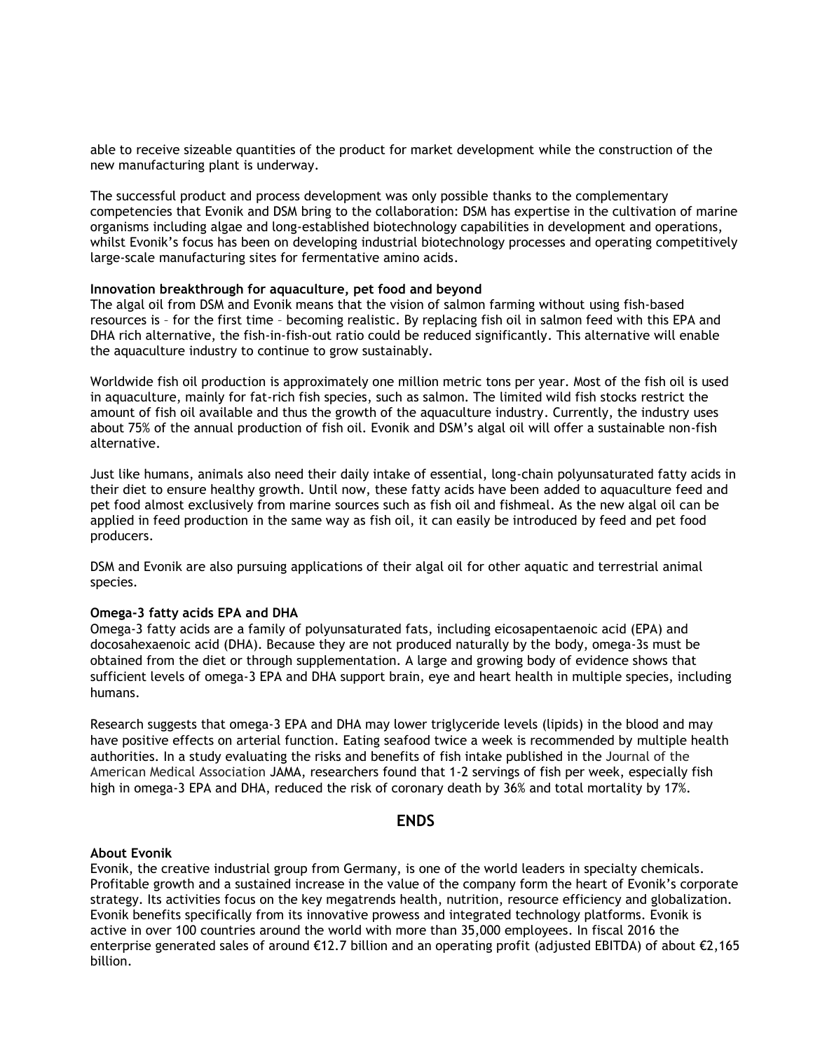able to receive sizeable quantities of the product for market development while the construction of the new manufacturing plant is underway.

The successful product and process development was only possible thanks to the complementary competencies that Evonik and DSM bring to the collaboration: DSM has expertise in the cultivation of marine organisms including algae and long-established biotechnology capabilities in development and operations, whilst Evonik's focus has been on developing industrial biotechnology processes and operating competitively large-scale manufacturing sites for fermentative amino acids.

**Innovation breakthrough for aquaculture, pet food and beyond**

The algal oil from DSM and Evonik means that the vision of salmon farming without using fish-based resources is – for the first time – becoming realistic. By replacing fish oil in salmon feed with this EPA and DHA rich alternative, the fish-in-fish-out ratio could be reduced significantly. This alternative will enable the aquaculture industry to continue to grow sustainably.

Worldwide fish oil production is approximately one million metric tons per year. Most of the fish oil is used in aquaculture, mainly for fat-rich fish species, such as salmon. The limited wild fish stocks restrict the amount of fish oil available and thus the growth of the aquaculture industry. Currently, the industry uses about 75% of the annual production of fish oil. Evonik and DSM's algal oil will offer a sustainable non-fish alternative.

Just like humans, animals also need their daily intake of essential, long-chain polyunsaturated fatty acids in their diet to ensure healthy growth. Until now, these fatty acids have been added to aquaculture feed and pet food almost exclusively from marine sources such as fish oil and fishmeal. As the new algal oil can be applied in feed production in the same way as fish oil, it can easily be introduced by feed and pet food producers.

DSM and Evonik are also pursuing applications of their algal oil for other aquatic and terrestrial animal species.

**Omega-3 fatty acids EPA and DHA**

Omega-3 fatty acids are a family of polyunsaturated fats, including eicosapentaenoic acid (EPA) and docosahexaenoic acid (DHA). Because they are not produced naturally by the body, omega-3s must be obtained from the diet or through supplementation. A large and growing body of evidence shows that sufficient levels of omega-3 EPA and DHA support brain, eye and heart health in multiple species, including humans.

Research suggests that omega-3 EPA and DHA may lower triglyceride levels (lipids) in the blood and may have positive effects on arterial function. Eating seafood twice a week is recommended by multiple health authorities. In a study evaluating the risks and benefits of fish intake published in the Journal of the American Medical Association JAMA, researchers found that 1-2 servings of fish per week, especially fish high in omega-3 EPA and DHA, reduced the risk of coronary death by 36% and total mortality by 17%.

**ENDS**

**About Evonik**

Evonik, the creative industrial group from Germany, is one of the world leaders in specialty chemicals. Profitable growth and a sustained increase in the value of the company form the heart of Evonik's corporate strategy. Its activities focus on the key megatrends health, nutrition, resource efficiency and globalization. Evonik benefits specifically from its innovative prowess and integrated technology platforms. Evonik is active in over 100 countries around the world with more than 35,000 employees. In fiscal 2016 the enterprise generated sales of around €12.7 billion and an operating profit (adjusted EBITDA) of about €2,165 billion.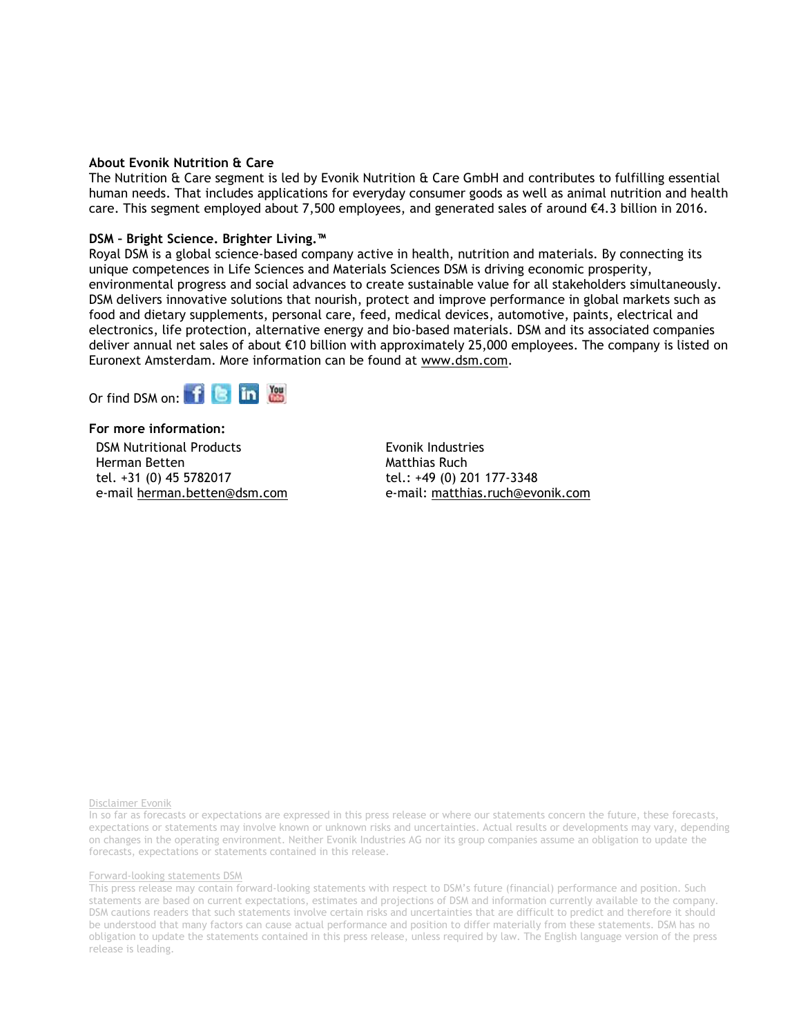**About Evonik Nutrition & Care**
The Nutrition & Care segment is led by Evonik Nutrition & Care GmbH and contributes to fulfilling essential human needs. That includes applications for everyday consumer goods as well as animal nutrition and health care. This segment employed about 7,500 employees, and generated sales of around €4.3 billion in 2016.

**DSM – Bright Science. Brighter Living.™**
Royal DSM is a global science-based company active in health, nutrition and materials. By connecting its unique competences in Life Sciences and Materials Sciences DSM is driving economic prosperity, environmental progress and social advances to create sustainable value for all stakeholders simultaneously. DSM delivers innovative solutions that nourish, protect and improve performance in global markets such as food and dietary supplements, personal care, feed, medical devices, automotive, paints, electrical and electronics, life protection, alternative energy and bio-based materials. DSM and its associated companies deliver annual net sales of about €10 billion with approximately 25,000 employees. The company is listed on Euronext Amsterdam. More information can be found at www.dsm.com.

Or find DSM on:

**For more information:**

DSM Nutritional Products
Herman Betten
tel. +31 (0) 45 5782017
e-mail herman.betten@dsm.com

Evonik Industries
Matthias Ruch
tel.: +49 (0) 201 177-3348
e-mail: matthias.ruch@evonik.com

Disclaimer Evonik
In so far as forecasts or expectations are expressed in this press release or where our statements concern the future, these forecasts, expectations or statements may involve known or unknown risks and uncertainties. Actual results or developments may vary, depending on changes in the operating environment. Neither Evonik Industries AG nor its group companies assume an obligation to update the forecasts, expectations or statements contained in this release.

Forward-looking statements DSM
This press release may contain forward-looking statements with respect to DSM's future (financial) performance and position. Such statements are based on current expectations, estimates and projections of DSM and information currently available to the company. DSM cautions readers that such statements involve certain risks and uncertainties that are difficult to predict and therefore it should be understood that many factors can cause actual performance and position to differ materially from these statements. DSM has no obligation to update the statements contained in this press release, unless required by law. The English language version of the press release is leading.